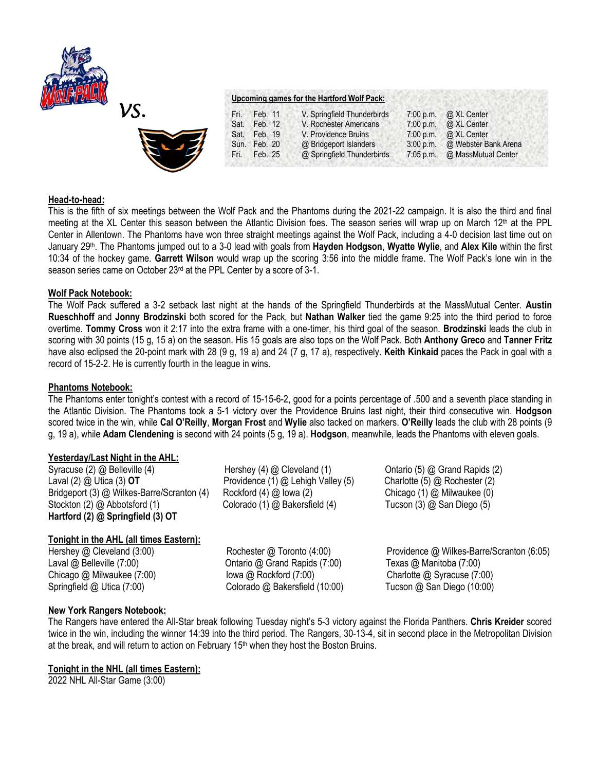vs.

**Upcoming games for the Hartford Wolf Pack:**

| | | | | |
|---|---|---|---|---|
| Fri. | Feb. 11 | V. Springfield Thunderbirds | 7:00 p.m. | @ XL Center |
| Sat. | Feb. 12 | V. Rochester Americans | 7:00 p.m. | @ XL Center |
| Sat. | Feb. 19 | V. Providence Bruins | 7:00 p.m. | @ XL Center |
| Sun. | Feb. 20 | @ Bridgeport Islanders | 3:00 p.m. | @ Webster Bank Arena |
| Fri. | Feb. 25 | @ Springfield Thunderbirds | 7:05 p.m. | @ MassMutual Center |

## Head-to-head:

This is the fifth of six meetings between the Wolf Pack and the Phantoms during the 2021-22 campaign. It is also the third and final meeting at the XL Center this season between the Atlantic Division foes. The season series will wrap up on March 12th at the PPL Center in Allentown. The Phantoms have won three straight meetings against the Wolf Pack, including a 4-0 decision last time out on January 29th. The Phantoms jumped out to a 3-0 lead with goals from **Hayden Hodgson**, **Wyatte Wylie**, and **Alex Kile** within the first 10:34 of the hockey game. **Garrett Wilson** would wrap up the scoring 3:56 into the middle frame. The Wolf Pack's lone win in the season series came on October 23rd at the PPL Center by a score of 3-1.

## Wolf Pack Notebook:

The Wolf Pack suffered a 3-2 setback last night at the hands of the Springfield Thunderbirds at the MassMutual Center. **Austin Rueschhoff** and **Jonny Brodzinski** both scored for the Pack, but **Nathan Walker** tied the game 9:25 into the third period to force overtime. **Tommy Cross** won it 2:17 into the extra frame with a one-timer, his third goal of the season. **Brodzinski** leads the club in scoring with 30 points (15 g, 15 a) on the season. His 15 goals are also tops on the Wolf Pack. Both **Anthony Greco** and **Tanner Fritz** have also eclipsed the 20-point mark with 28 (9 g, 19 a) and 24 (7 g, 17 a), respectively. **Keith Kinkaid** paces the Pack in goal with a record of 15-2-2. He is currently fourth in the league in wins.

## Phantoms Notebook:

The Phantoms enter tonight's contest with a record of 15-15-6-2, good for a points percentage of .500 and a seventh place standing in the Atlantic Division. The Phantoms took a 5-1 victory over the Providence Bruins last night, their third consecutive win. **Hodgson** scored twice in the win, while **Cal O'Reilly**, **Morgan Frost** and **Wylie** also tacked on markers. **O'Reilly** leads the club with 28 points (9 g, 19 a), while **Adam Clendening** is second with 24 points (5 g, 19 a). **Hodgson**, meanwhile, leads the Phantoms with eleven goals.

## Yesterday/Last Night in the AHL:

Syracuse (2) @ Belleville (4)
Laval (2) @ Utica (3) **OT**
Bridgeport (3) @ Wilkes-Barre/Scranton (4)
Stockton (2) @ Abbotsford (1)
**Hartford (2) @ Springfield (3) OT**
Hershey (4) @ Cleveland (1)
Providence (1) @ Lehigh Valley (5)
Rockford (4) @ Iowa (2)
Colorado (1) @ Bakersfield (4)
Ontario (5) @ Grand Rapids (2)
Charlotte (5) @ Rochester (2)
Chicago (1) @ Milwaukee (0)
Tucson (3) @ San Diego (5)

## Tonight in the AHL (all times Eastern):

Hershey @ Cleveland (3:00)
Laval @ Belleville (7:00)
Chicago @ Milwaukee (7:00)
Springfield @ Utica (7:00)
Rochester @ Toronto (4:00)
Ontario @ Grand Rapids (7:00)
Iowa @ Rockford (7:00)
Colorado @ Bakersfield (10:00)
Providence @ Wilkes-Barre/Scranton (6:05)
Texas @ Manitoba (7:00)
Charlotte @ Syracuse (7:00)
Tucson @ San Diego (10:00)

## New York Rangers Notebook:

The Rangers have entered the All-Star break following Tuesday night's 5-3 victory against the Florida Panthers. **Chris Kreider** scored twice in the win, including the winner 14:39 into the third period. The Rangers, 30-13-4, sit in second place in the Metropolitan Division at the break, and will return to action on February 15th when they host the Boston Bruins.

## Tonight in the NHL (all times Eastern):

2022 NHL All-Star Game (3:00)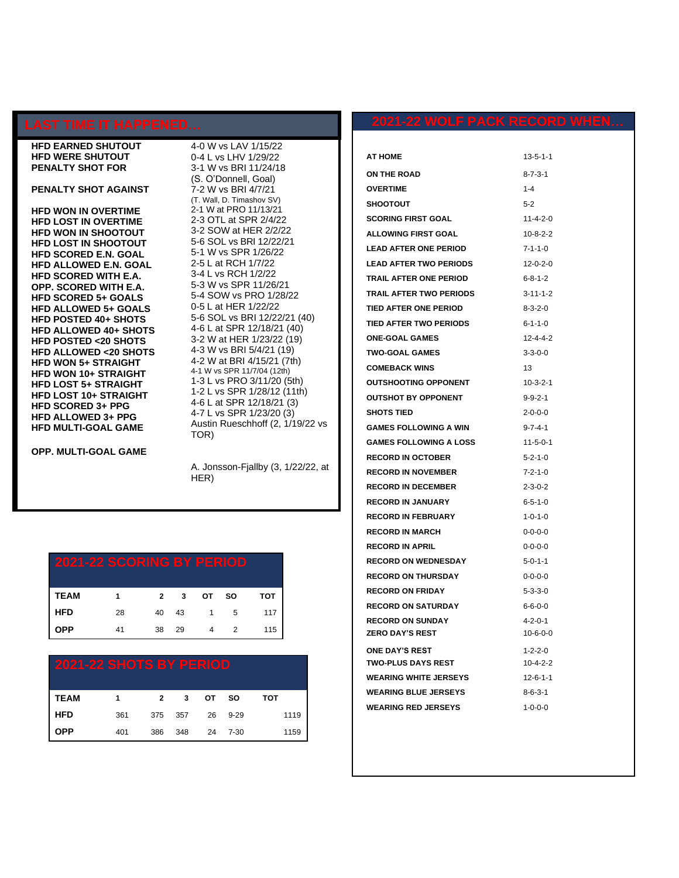## LAST TIME IT HAPPENED…

| | |
|---|---|
| **HFD EARNED SHUTOUT** | 4-0 W vs LAV 1/15/22 |
| **HFD WERE SHUTOUT** | 0-4 L vs LHV 1/29/22 |
| **PENALTY SHOT FOR** | 3-1 W vs BRI 11/24/18 (S. O'Donnell, Goal) |
| **PENALTY SHOT AGAINST** | 7-2 W vs BRI 4/7/21 (T. Wall, D. Timashov SV) |
| **HFD WON IN OVERTIME** | 2-1 W at PRO 11/13/21 |
| **HFD LOST IN OVERTIME** | 2-3 OTL at SPR 2/4/22 |
| **HFD WON IN SHOOTOUT** | 3-2 SOW at HER 2/2/22 |
| **HFD LOST IN SHOOTOUT** | 5-6 SOL vs BRI 12/22/21 |
| **HFD SCORED E.N. GOAL** | 5-1 W vs SPR 1/26/22 |
| **HFD ALLOWED E.N. GOAL** | 2-5 L at RCH 1/7/22 |
| **HFD SCORED WITH E.A.** | 3-4 L vs RCH 1/2/22 |
| **OPP. SCORED WITH E.A.** | 5-3 W vs SPR 11/26/21 |
| **HFD SCORED 5+ GOALS** | 5-4 SOW vs PRO 1/28/22 |
| **HFD ALLOWED 5+ GOALS** | 0-5 L at HER 1/22/22 |
| **HFD POSTED 40+ SHOTS** | 5-6 SOL vs BRI 12/22/21 (40) |
| **HFD ALLOWED 40+ SHOTS** | 4-6 L at SPR 12/18/21 (40) |
| **HFD POSTED <20 SHOTS** | 3-2 W at HER 1/23/22 (19) |
| **HFD ALLOWED <20 SHOTS** | 4-3 W vs BRI 5/4/21 (19) |
| **HFD WON 5+ STRAIGHT** | 4-2 W at BRI 4/15/21 (7th) |
| **HFD WON 10+ STRAIGHT** | 4-1 W vs SPR 11/7/04 (12th) |
| **HFD LOST 5+ STRAIGHT** | 1-3 L vs PRO 3/11/20 (5th) |
| **HFD LOST 10+ STRAIGHT** | 1-2 L vs SPR 1/28/12 (11th) |
| **HFD SCORED 3+ PPG** | 4-6 L at SPR 12/18/21 (3) |
| **HFD ALLOWED 3+ PPG** | 4-7 L vs SPR 1/23/20 (3) |
| **HFD MULTI-GOAL GAME** | Austin Rueschhoff (2, 1/19/22 vs TOR) |
| **OPP. MULTI-GOAL GAME** | A. Jonsson-Fjallby (3, 1/22/22, at HER) |

## 2021-22 SCORING BY PERIOD

| TEAM | 1 | 2 | 3 | OT | SO | TOT |
|---|---|---|---|---|---|---|
| HFD | 28 | 40 | 43 | 1 | 5 | 117 |
| OPP | 41 | 38 | 29 | 4 | 2 | 115 |

## 2021-22 SHOTS BY PERIOD

| TEAM | 1 | 2 | 3 | OT | SO | TOT |
|---|---|---|---|---|---|---|
| HFD | 361 | 375 | 357 | 26 | 9-29 | 1119 |
| OPP | 401 | 386 | 348 | 24 | 7-30 | 1159 |

## 2021-22 WOLF PACK RECORD WHEN…

| | |
|---|---|
| **AT HOME** | 13-5-1-1 |
| **ON THE ROAD** | 8-7-3-1 |
| **OVERTIME** | 1-4 |
| **SHOOTOUT** | 5-2 |
| **SCORING FIRST GOAL** | 11-4-2-0 |
| **ALLOWING FIRST GOAL** | 10-8-2-2 |
| **LEAD AFTER ONE PERIOD** | 7-1-1-0 |
| **LEAD AFTER TWO PERIODS** | 12-0-2-0 |
| **TRAIL AFTER ONE PERIOD** | 6-8-1-2 |
| **TRAIL AFTER TWO PERIODS** | 3-11-1-2 |
| **TIED AFTER ONE PERIOD** | 8-3-2-0 |
| **TIED AFTER TWO PERIODS** | 6-1-1-0 |
| **ONE-GOAL GAMES** | 12-4-4-2 |
| **TWO-GOAL GAMES** | 3-3-0-0 |
| **COMEBACK WINS** | 13 |
| **OUTSHOOTING OPPONENT** | 10-3-2-1 |
| **OUTSHOT BY OPPONENT** | 9-9-2-1 |
| **SHOTS TIED** | 2-0-0-0 |
| **GAMES FOLLOWING A WIN** | 9-7-4-1 |
| **GAMES FOLLOWING A LOSS** | 11-5-0-1 |
| **RECORD IN OCTOBER** | 5-2-1-0 |
| **RECORD IN NOVEMBER** | 7-2-1-0 |
| **RECORD IN DECEMBER** | 2-3-0-2 |
| **RECORD IN JANUARY** | 6-5-1-0 |
| **RECORD IN FEBRUARY** | 1-0-1-0 |
| **RECORD IN MARCH** | 0-0-0-0 |
| **RECORD IN APRIL** | 0-0-0-0 |
| **RECORD ON WEDNESDAY** | 5-0-1-1 |
| **RECORD ON THURSDAY** | 0-0-0-0 |
| **RECORD ON FRIDAY** | 5-3-3-0 |
| **RECORD ON SATURDAY** | 6-6-0-0 |
| **RECORD ON SUNDAY** | 4-2-0-1 |
| **ZERO DAY'S REST** | 10-6-0-0 |
| **ONE DAY'S REST** | 1-2-2-0 |
| **TWO-PLUS DAYS REST** | 10-4-2-2 |
| **WEARING WHITE JERSEYS** | 12-6-1-1 |
| **WEARING BLUE JERSEYS** | 8-6-3-1 |
| **WEARING RED JERSEYS** | 1-0-0-0 |